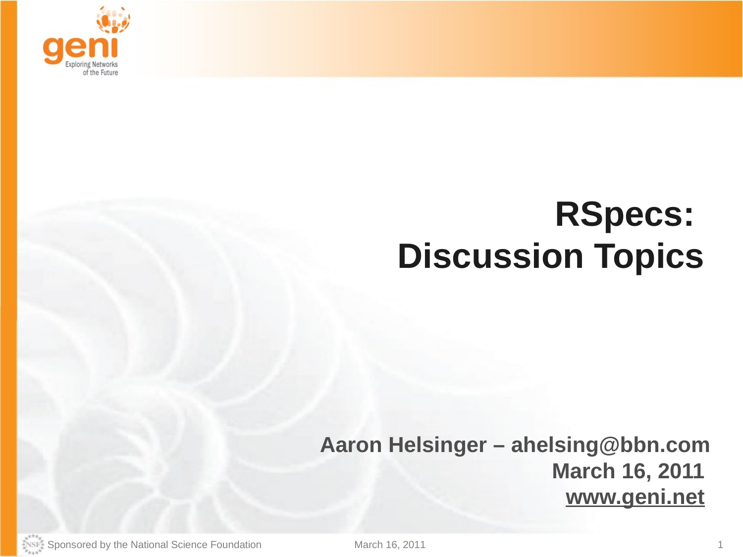# RSpecs: Discussion Topics

**Aaron Helsinger – ahelsing@bbn.com**

**March 16, 2011**

**www.geni.net**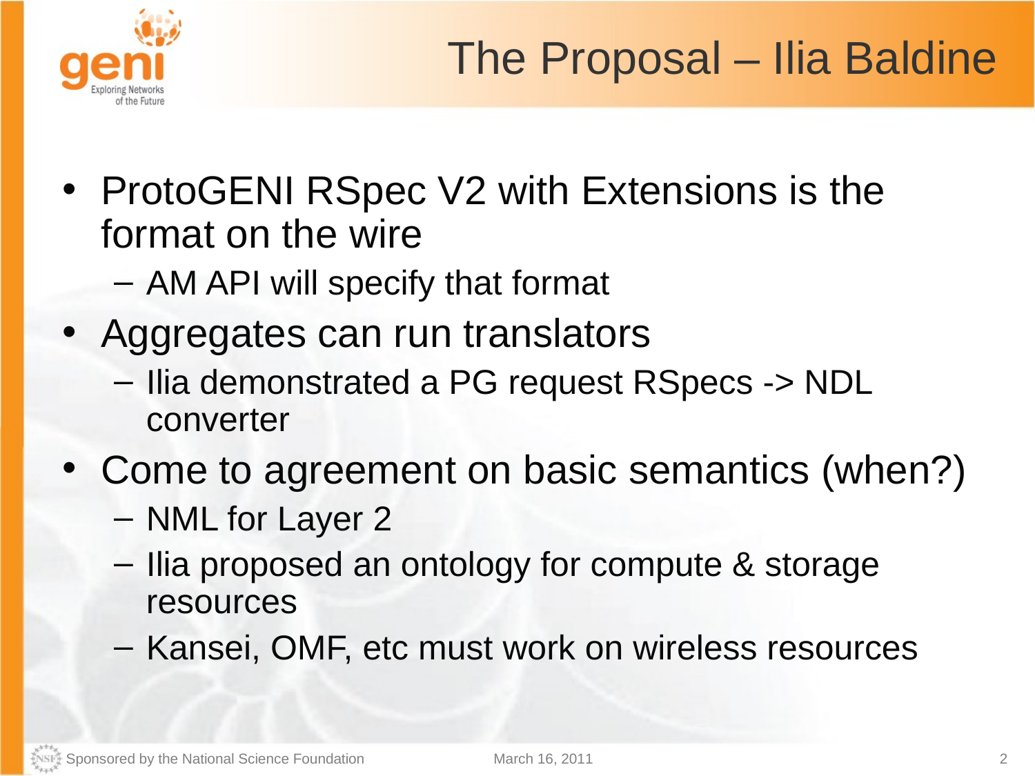# The Proposal – Ilia Baldine

- ProtoGENI RSpec V2 with Extensions is the format on the wire
  - AM API will specify that format
- Aggregates can run translators
  - Ilia demonstrated a PG request RSpecs -> NDL converter
- Come to agreement on basic semantics (when?)
  - NML for Layer 2
  - Ilia proposed an ontology for compute & storage resources
  - Kansei, OMF, etc must work on wireless resources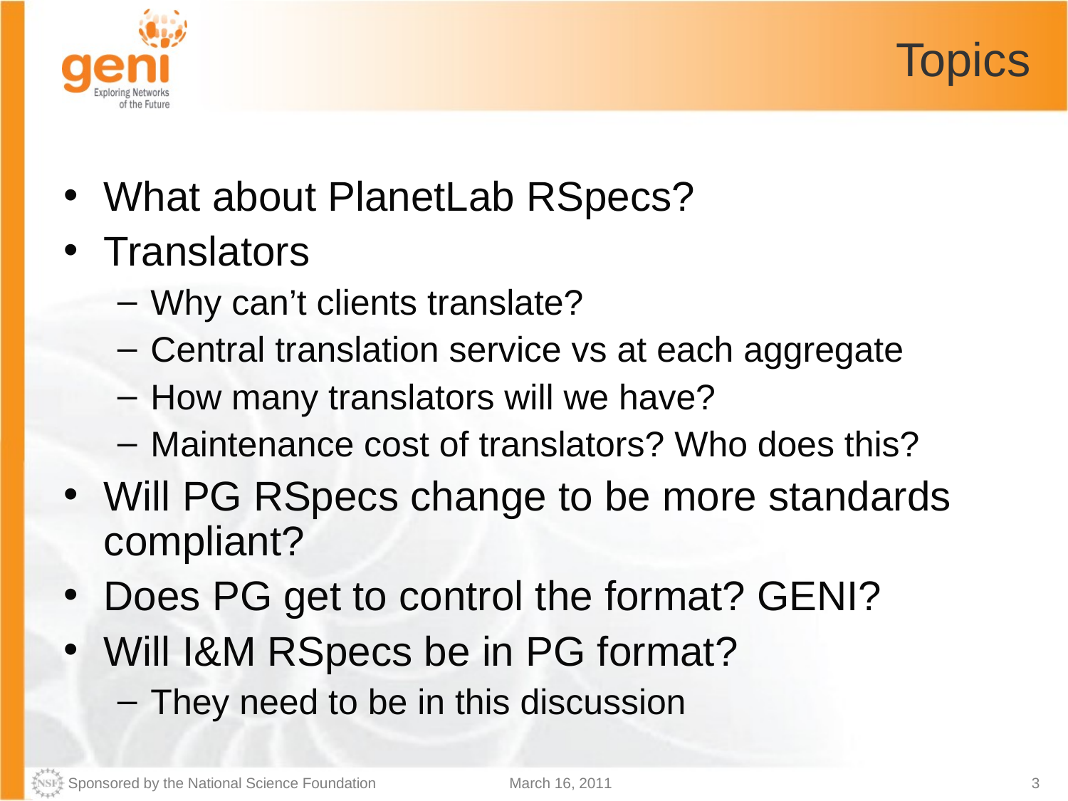# Topics

- What about PlanetLab RSpecs?
- Translators
  - Why can't clients translate?
  - Central translation service vs at each aggregate
  - How many translators will we have?
  - Maintenance cost of translators? Who does this?
- Will PG RSpecs change to be more standards compliant?
- Does PG get to control the format? GENI?
- Will I&M RSpecs be in PG format?
  - They need to be in this discussion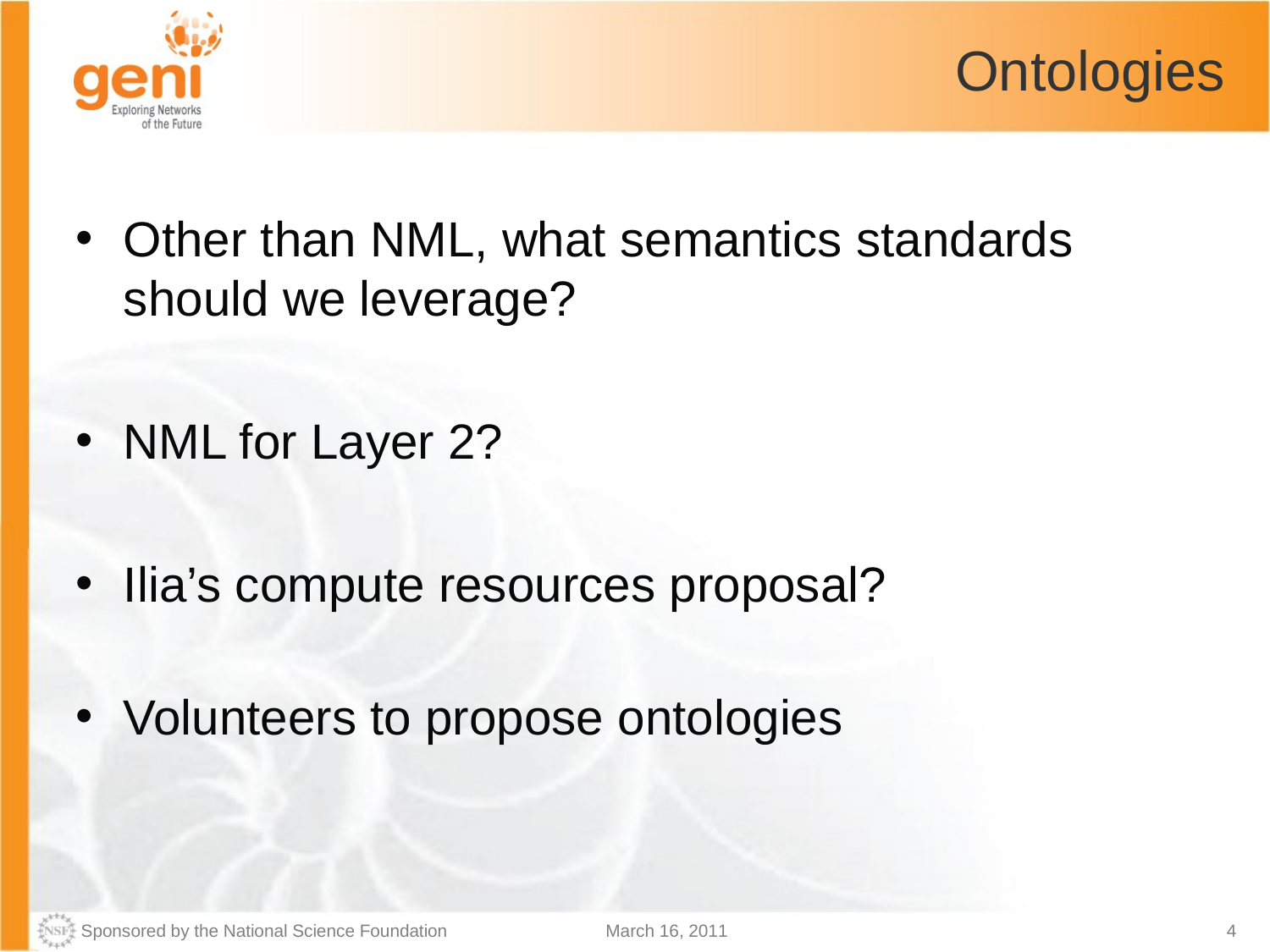# Ontologies

- Other than NML, what semantics standards should we leverage?
- NML for Layer 2?
- Ilia's compute resources proposal?
- Volunteers to propose ontologies